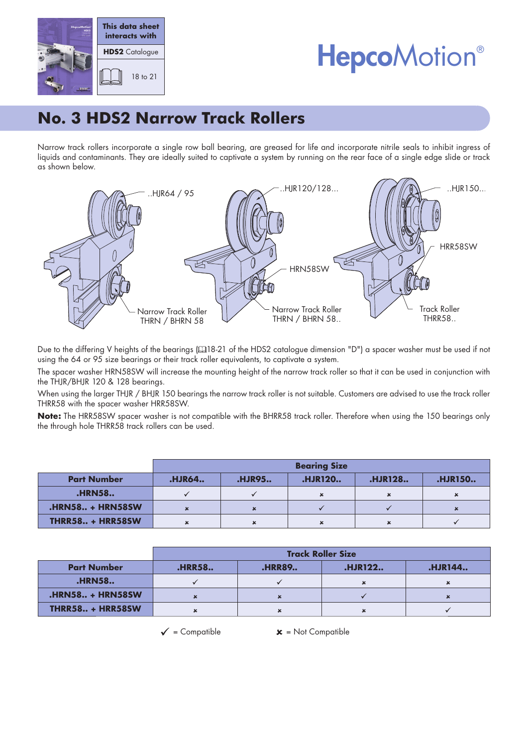This data sheet interacts with

**HDS2** Catalogue

18 to 21

HepcoMotion®

# No. 3 HDS2 Narrow Track Rollers

Narrow track rollers incorporate a single row ball bearing, are greased for life and incorporate nitrile seals to inhibit ingress of liquids and contaminants. They are ideally suited to captivate a system by running on the rear face of a single edge slide or track as shown below.

..HJR64 / 95

Narrow Track Roller THRN / BHRN 58

..HJR120/128...

HRN58SW

Narrow Track Roller THRN / BHRN 58..

..HJR150...

HRR58SW

Track Roller THRR58..

Due to the differing V heights of the bearings (📖18-21 of the HDS2 catalogue dimension "D") a spacer washer must be used if not using the 64 or 95 size bearings or their track roller equivalents, to captivate a system.

The spacer washer HRN58SW will increase the mounting height of the narrow track roller so that it can be used in conjunction with the THJR/BHJR 120 & 128 bearings.

When using the larger THJR / BHJR 150 bearings the narrow track roller is not suitable. Customers are advised to use the track roller THRR58 with the spacer washer HRR58SW.

**Note:** The HRR58SW spacer washer is not compatible with the BHRR58 track roller. Therefore when using the 150 bearings only the through hole THRR58 track rollers can be used.

| | Bearing Size | | | | |
|---|---|---|---|---|---|
| **Part Number** | **.HJR64..** | **.HJR95..** | **.HJR120..** | **.HJR128..** | **.HJR150..** |
| **.HRN58..** | ✓ | ✓ | ✗ | ✗ | ✗ |
| **.HRN58.. + HRN58SW** | ✗ | ✗ | ✓ | ✓ | ✗ |
| **THRR58.. + HRR58SW** | ✗ | ✗ | ✗ | ✗ | ✓ |

| | Track Roller Size | | | |
|---|---|---|---|---|
| **Part Number** | **.HRR58..** | **.HRR89..** | **.HJR122..** | **.HJR144..** |
| **.HRN58..** | ✓ | ✓ | ✗ | ✗ |
| **.HRN58.. + HRN58SW** | ✗ | ✗ | ✓ | ✗ |
| **THRR58.. + HRR58SW** | ✗ | ✗ | ✗ | ✓ |

✓ = Compatible ✗ = Not Compatible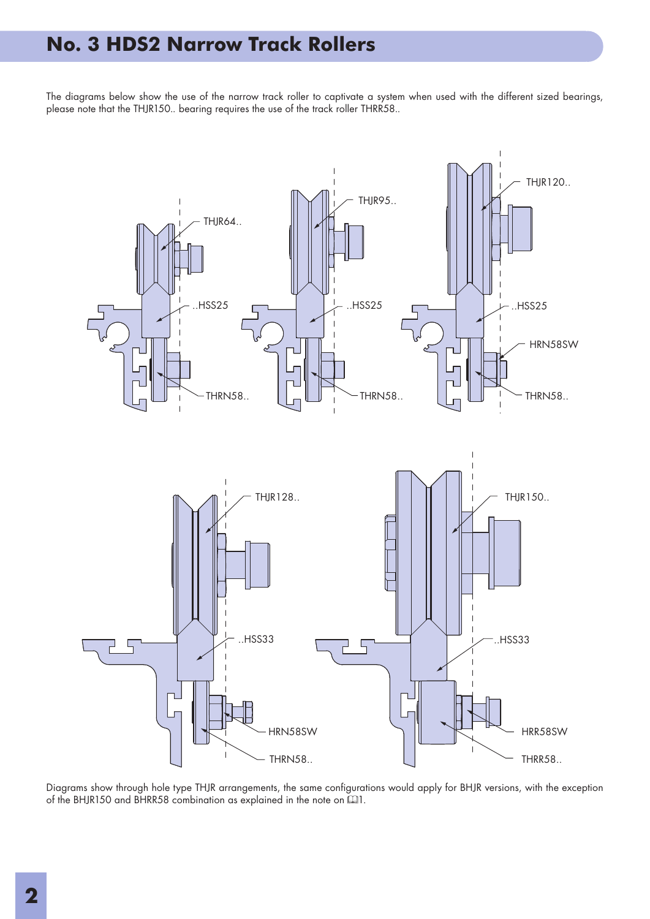# No. 3 HDS2 Narrow Track Rollers

The diagrams below show the use of the narrow track roller to captivate a system when used with the different sized bearings, please note that the THJR150.. bearing requires the use of the track roller THRR58..

THJR64..

..HSS25

THRN58..

THJR95..

..HSS25

THRN58..

THJR120..

..HSS25

HRN58SW

THRN58..

THJR128..

..HSS33

HRN58SW

THRN58..

THJR150..

..HSS33

HRR58SW

THRR58..

Diagrams show through hole type THJR arrangements, the same configurations would apply for BHJR versions, with the exception of the BHJR150 and BHRR58 combination as explained in the note on 📖1.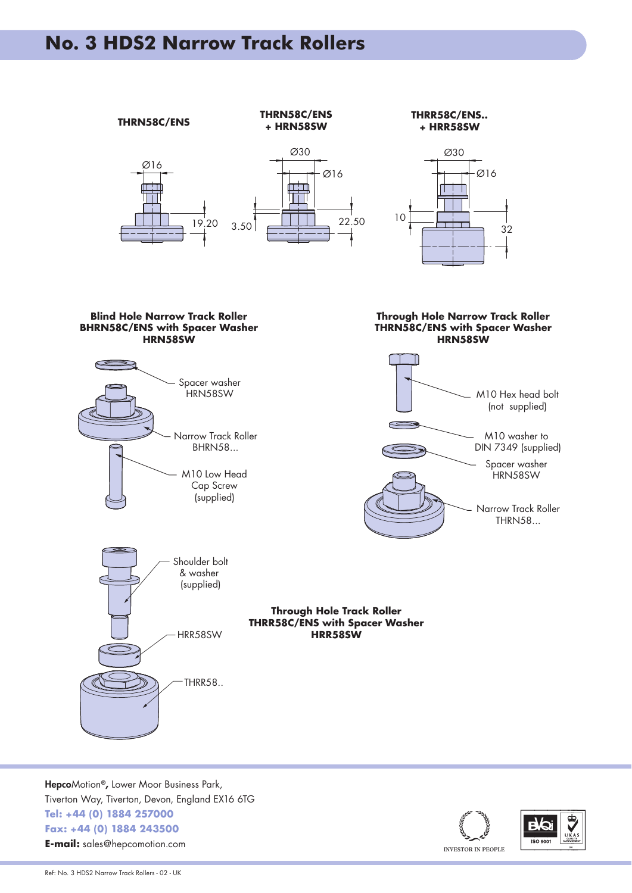# No. 3 HDS2 Narrow Track Rollers

**THRN58C/ENS**

Ø16

19.20

**THRN58C/ENS + HRN58SW**

Ø30

Ø16

3.50

22.50

**THRR58C/ENS.. + HRR58SW**

Ø30

Ø16

10

32

**Blind Hole Narrow Track Roller BHRN58C/ENS with Spacer Washer HRN58SW**

Spacer washer HRN58SW

Narrow Track Roller BHRN58...

M10 Low Head Cap Screw (supplied)

**Through Hole Narrow Track Roller THRN58C/ENS with Spacer Washer HRN58SW**

M10 Hex head bolt (not supplied)

M10 washer to DIN 7349 (supplied)

Spacer washer HRN58SW

Narrow Track Roller THRN58...

Shoulder bolt & washer (supplied)

HRR58SW

THRR58..

**Through Hole Track Roller THRR58C/ENS with Spacer Washer HRR58SW**

**Hepco**Motion®, Lower Moor Business Park,
Tiverton Way, Tiverton, Devon, England EX16 6TG
**Tel: +44 (0) 1884 257000**
**Fax: +44 (0) 1884 243500**
**E-mail:** sales@hepcomotion.com

INVESTOR IN PEOPLE

ISO 9001

Ref: No. 3 HDS2 Narrow Track Rollers - 02 - UK